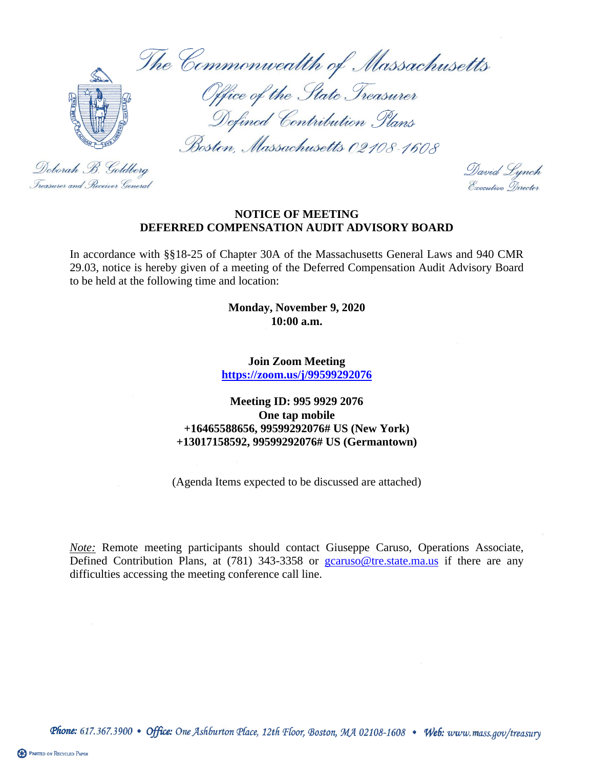The Commonwealth of Massachusetts

Office of the State Treasurer

Defined Contribution Plans

Boston, Massachusetts 02108-1608

Deborah B. Goldberg
Treasurer and Receiver General

David Lynch
Executive Director

**NOTICE OF MEETING**
**DEFERRED COMPENSATION AUDIT ADVISORY BOARD**

In accordance with §§18-25 of Chapter 30A of the Massachusetts General Laws and 940 CMR 29.03, notice is hereby given of a meeting of the Deferred Compensation Audit Advisory Board to be held at the following time and location:

**Monday, November 9, 2020**
**10:00 a.m.**

**Join Zoom Meeting**
**https://zoom.us/j/99599292076**

**Meeting ID: 995 9929 2076**
**One tap mobile**
**+16465588656, 99599292076# US (New York)**
**+13017158592, 99599292076# US (Germantown)**

(Agenda Items expected to be discussed are attached)

*Note:* Remote meeting participants should contact Giuseppe Caruso, Operations Associate, Defined Contribution Plans, at (781) 343-3358 or gcaruso@tre.state.ma.us if there are any difficulties accessing the meeting conference call line.

Phone: 617.367.3900 • Office: One Ashburton Place, 12th Floor, Boston, MA 02108-1608 • Web: www.mass.gov/treasury

Printed on Recycled Paper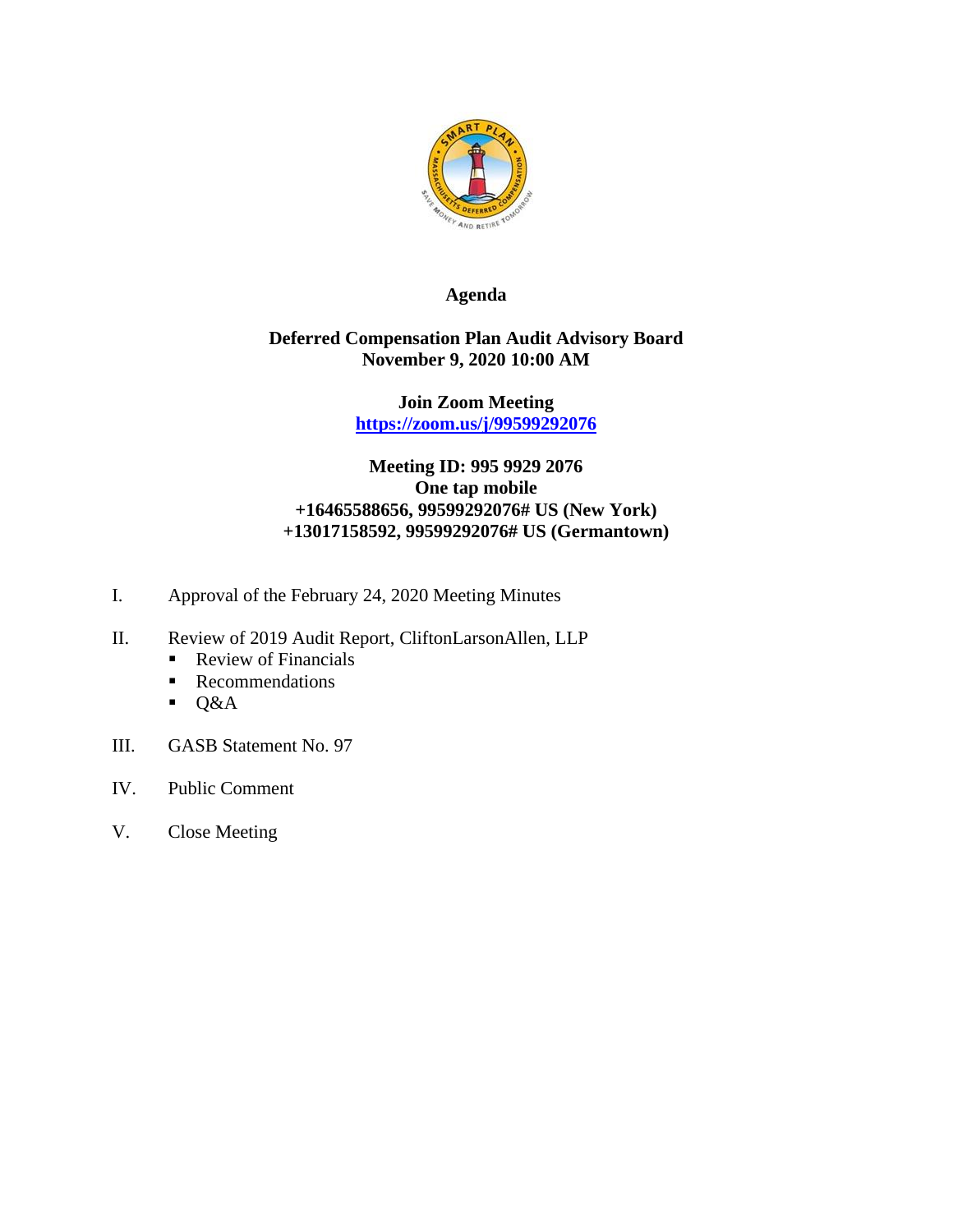# Agenda

## Deferred Compensation Plan Audit Advisory Board
**November 9, 2020 10:00 AM**

**Join Zoom Meeting**
**https://zoom.us/j/99599292076**

**Meeting ID: 995 9929 2076**
**One tap mobile**
**+16465588656, 99599292076# US (New York)**
**+13017158592, 99599292076# US (Germantown)**

I. Approval of the February 24, 2020 Meeting Minutes

II. Review of 2019 Audit Report, CliftonLarsonAllen, LLP
- Review of Financials
- Recommendations
- Q&A

III. GASB Statement No. 97

IV. Public Comment

V. Close Meeting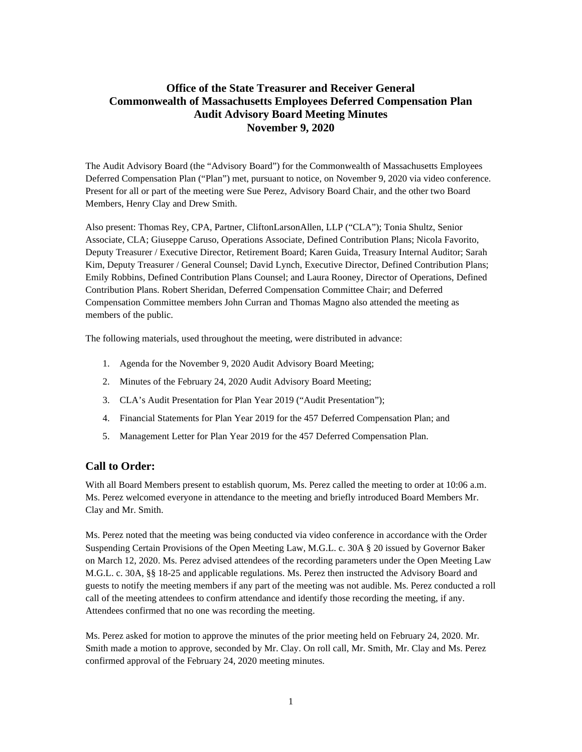# Office of the State Treasurer and Receiver General
# Commonwealth of Massachusetts Employees Deferred Compensation Plan
# Audit Advisory Board Meeting Minutes
# November 9, 2020

The Audit Advisory Board (the "Advisory Board") for the Commonwealth of Massachusetts Employees Deferred Compensation Plan ("Plan") met, pursuant to notice, on November 9, 2020 via video conference. Present for all or part of the meeting were Sue Perez, Advisory Board Chair, and the other two Board Members, Henry Clay and Drew Smith.

Also present: Thomas Rey, CPA, Partner, CliftonLarsonAllen, LLP ("CLA"); Tonia Shultz, Senior Associate, CLA; Giuseppe Caruso, Operations Associate, Defined Contribution Plans; Nicola Favorito, Deputy Treasurer / Executive Director, Retirement Board; Karen Guida, Treasury Internal Auditor; Sarah Kim, Deputy Treasurer / General Counsel; David Lynch, Executive Director, Defined Contribution Plans; Emily Robbins, Defined Contribution Plans Counsel; and Laura Rooney, Director of Operations, Defined Contribution Plans. Robert Sheridan, Deferred Compensation Committee Chair; and Deferred Compensation Committee members John Curran and Thomas Magno also attended the meeting as members of the public.

The following materials, used throughout the meeting, were distributed in advance:

1. Agenda for the November 9, 2020 Audit Advisory Board Meeting;
2. Minutes of the February 24, 2020 Audit Advisory Board Meeting;
3. CLA's Audit Presentation for Plan Year 2019 ("Audit Presentation");
4. Financial Statements for Plan Year 2019 for the 457 Deferred Compensation Plan; and
5. Management Letter for Plan Year 2019 for the 457 Deferred Compensation Plan.

## Call to Order:

With all Board Members present to establish quorum, Ms. Perez called the meeting to order at 10:06 a.m. Ms. Perez welcomed everyone in attendance to the meeting and briefly introduced Board Members Mr. Clay and Mr. Smith.

Ms. Perez noted that the meeting was being conducted via video conference in accordance with the Order Suspending Certain Provisions of the Open Meeting Law, M.G.L. c. 30A § 20 issued by Governor Baker on March 12, 2020. Ms. Perez advised attendees of the recording parameters under the Open Meeting Law M.G.L. c. 30A, §§ 18-25 and applicable regulations. Ms. Perez then instructed the Advisory Board and guests to notify the meeting members if any part of the meeting was not audible. Ms. Perez conducted a roll call of the meeting attendees to confirm attendance and identify those recording the meeting, if any. Attendees confirmed that no one was recording the meeting.

Ms. Perez asked for motion to approve the minutes of the prior meeting held on February 24, 2020. Mr. Smith made a motion to approve, seconded by Mr. Clay. On roll call, Mr. Smith, Mr. Clay and Ms. Perez confirmed approval of the February 24, 2020 meeting minutes.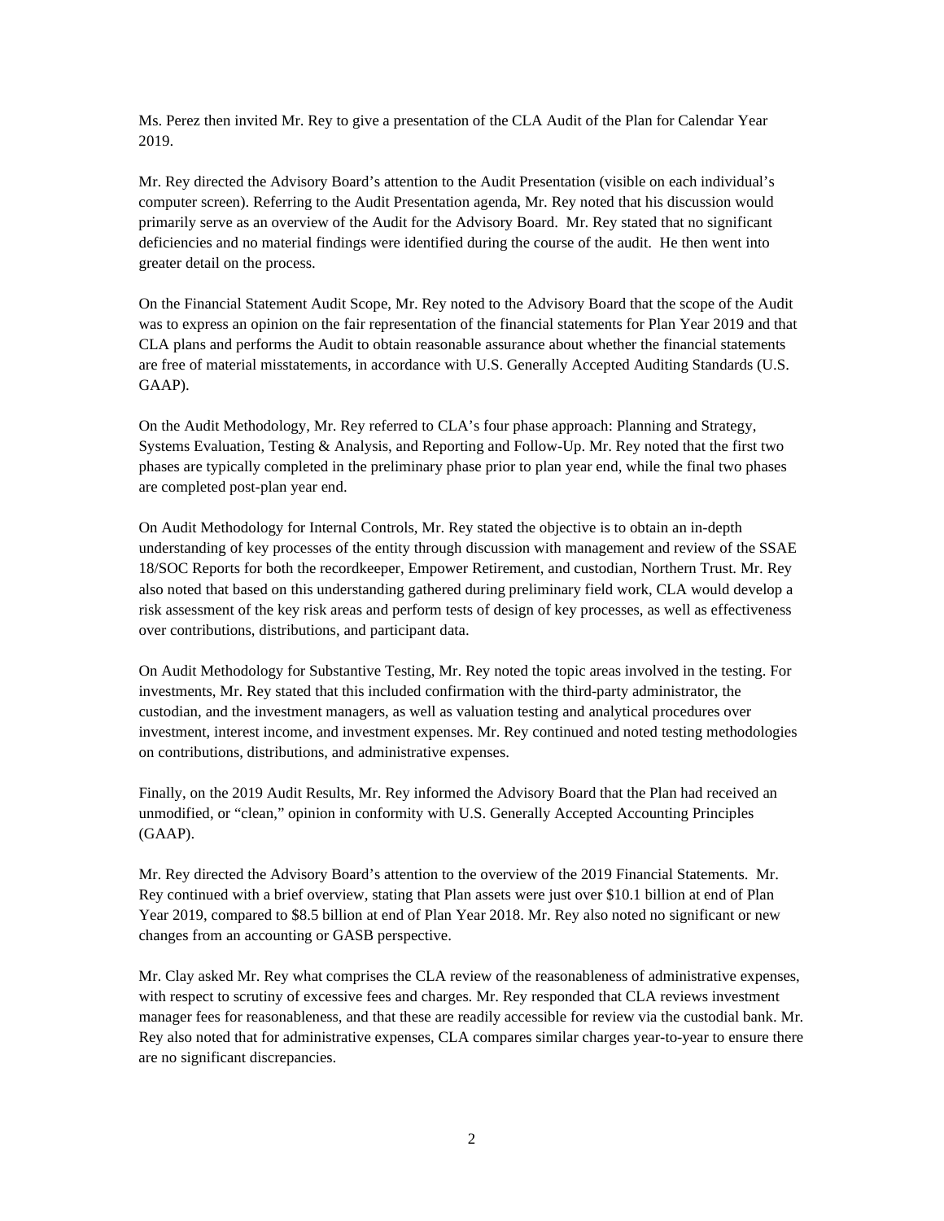Ms. Perez then invited Mr. Rey to give a presentation of the CLA Audit of the Plan for Calendar Year 2019.

Mr. Rey directed the Advisory Board's attention to the Audit Presentation (visible on each individual's computer screen). Referring to the Audit Presentation agenda, Mr. Rey noted that his discussion would primarily serve as an overview of the Audit for the Advisory Board. Mr. Rey stated that no significant deficiencies and no material findings were identified during the course of the audit. He then went into greater detail on the process.

On the Financial Statement Audit Scope, Mr. Rey noted to the Advisory Board that the scope of the Audit was to express an opinion on the fair representation of the financial statements for Plan Year 2019 and that CLA plans and performs the Audit to obtain reasonable assurance about whether the financial statements are free of material misstatements, in accordance with U.S. Generally Accepted Auditing Standards (U.S. GAAP).

On the Audit Methodology, Mr. Rey referred to CLA's four phase approach: Planning and Strategy, Systems Evaluation, Testing & Analysis, and Reporting and Follow-Up. Mr. Rey noted that the first two phases are typically completed in the preliminary phase prior to plan year end, while the final two phases are completed post-plan year end.

On Audit Methodology for Internal Controls, Mr. Rey stated the objective is to obtain an in-depth understanding of key processes of the entity through discussion with management and review of the SSAE 18/SOC Reports for both the recordkeeper, Empower Retirement, and custodian, Northern Trust. Mr. Rey also noted that based on this understanding gathered during preliminary field work, CLA would develop a risk assessment of the key risk areas and perform tests of design of key processes, as well as effectiveness over contributions, distributions, and participant data.

On Audit Methodology for Substantive Testing, Mr. Rey noted the topic areas involved in the testing. For investments, Mr. Rey stated that this included confirmation with the third-party administrator, the custodian, and the investment managers, as well as valuation testing and analytical procedures over investment, interest income, and investment expenses. Mr. Rey continued and noted testing methodologies on contributions, distributions, and administrative expenses.

Finally, on the 2019 Audit Results, Mr. Rey informed the Advisory Board that the Plan had received an unmodified, or "clean," opinion in conformity with U.S. Generally Accepted Accounting Principles (GAAP).

Mr. Rey directed the Advisory Board's attention to the overview of the 2019 Financial Statements. Mr. Rey continued with a brief overview, stating that Plan assets were just over $10.1 billion at end of Plan Year 2019, compared to $8.5 billion at end of Plan Year 2018. Mr. Rey also noted no significant or new changes from an accounting or GASB perspective.

Mr. Clay asked Mr. Rey what comprises the CLA review of the reasonableness of administrative expenses, with respect to scrutiny of excessive fees and charges. Mr. Rey responded that CLA reviews investment manager fees for reasonableness, and that these are readily accessible for review via the custodial bank. Mr. Rey also noted that for administrative expenses, CLA compares similar charges year-to-year to ensure there are no significant discrepancies.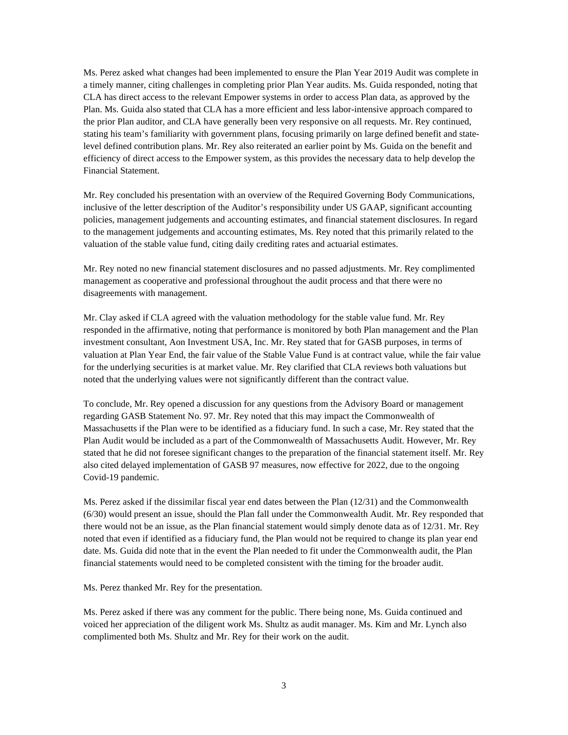Ms. Perez asked what changes had been implemented to ensure the Plan Year 2019 Audit was complete in a timely manner, citing challenges in completing prior Plan Year audits. Ms. Guida responded, noting that CLA has direct access to the relevant Empower systems in order to access Plan data, as approved by the Plan. Ms. Guida also stated that CLA has a more efficient and less labor-intensive approach compared to the prior Plan auditor, and CLA have generally been very responsive on all requests. Mr. Rey continued, stating his team's familiarity with government plans, focusing primarily on large defined benefit and state-level defined contribution plans. Mr. Rey also reiterated an earlier point by Ms. Guida on the benefit and efficiency of direct access to the Empower system, as this provides the necessary data to help develop the Financial Statement.

Mr. Rey concluded his presentation with an overview of the Required Governing Body Communications, inclusive of the letter description of the Auditor's responsibility under US GAAP, significant accounting policies, management judgements and accounting estimates, and financial statement disclosures. In regard to the management judgements and accounting estimates, Ms. Rey noted that this primarily related to the valuation of the stable value fund, citing daily crediting rates and actuarial estimates.

Mr. Rey noted no new financial statement disclosures and no passed adjustments. Mr. Rey complimented management as cooperative and professional throughout the audit process and that there were no disagreements with management.

Mr. Clay asked if CLA agreed with the valuation methodology for the stable value fund. Mr. Rey responded in the affirmative, noting that performance is monitored by both Plan management and the Plan investment consultant, Aon Investment USA, Inc. Mr. Rey stated that for GASB purposes, in terms of valuation at Plan Year End, the fair value of the Stable Value Fund is at contract value, while the fair value for the underlying securities is at market value. Mr. Rey clarified that CLA reviews both valuations but noted that the underlying values were not significantly different than the contract value.

To conclude, Mr. Rey opened a discussion for any questions from the Advisory Board or management regarding GASB Statement No. 97. Mr. Rey noted that this may impact the Commonwealth of Massachusetts if the Plan were to be identified as a fiduciary fund. In such a case, Mr. Rey stated that the Plan Audit would be included as a part of the Commonwealth of Massachusetts Audit. However, Mr. Rey stated that he did not foresee significant changes to the preparation of the financial statement itself. Mr. Rey also cited delayed implementation of GASB 97 measures, now effective for 2022, due to the ongoing Covid-19 pandemic.

Ms. Perez asked if the dissimilar fiscal year end dates between the Plan (12/31) and the Commonwealth (6/30) would present an issue, should the Plan fall under the Commonwealth Audit. Mr. Rey responded that there would not be an issue, as the Plan financial statement would simply denote data as of 12/31. Mr. Rey noted that even if identified as a fiduciary fund, the Plan would not be required to change its plan year end date. Ms. Guida did note that in the event the Plan needed to fit under the Commonwealth audit, the Plan financial statements would need to be completed consistent with the timing for the broader audit.

Ms. Perez thanked Mr. Rey for the presentation.

Ms. Perez asked if there was any comment for the public. There being none, Ms. Guida continued and voiced her appreciation of the diligent work Ms. Shultz as audit manager. Ms. Kim and Mr. Lynch also complimented both Ms. Shultz and Mr. Rey for their work on the audit.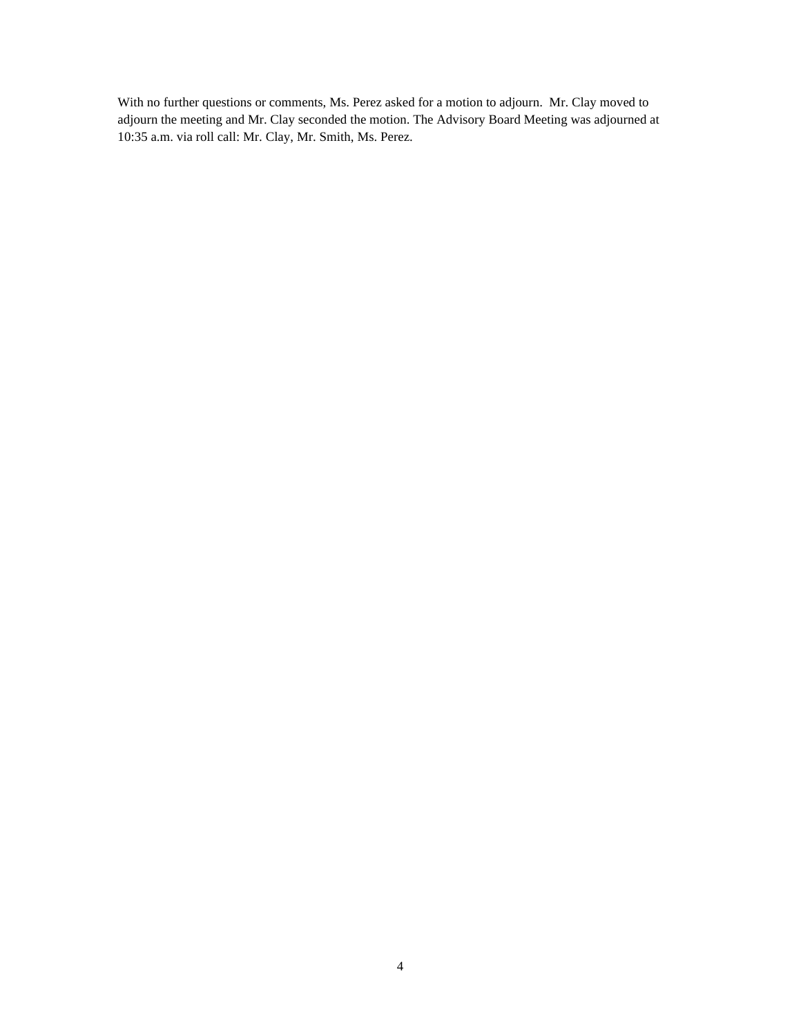With no further questions or comments, Ms. Perez asked for a motion to adjourn. Mr. Clay moved to adjourn the meeting and Mr. Clay seconded the motion. The Advisory Board Meeting was adjourned at 10:35 a.m. via roll call: Mr. Clay, Mr. Smith, Ms. Perez.